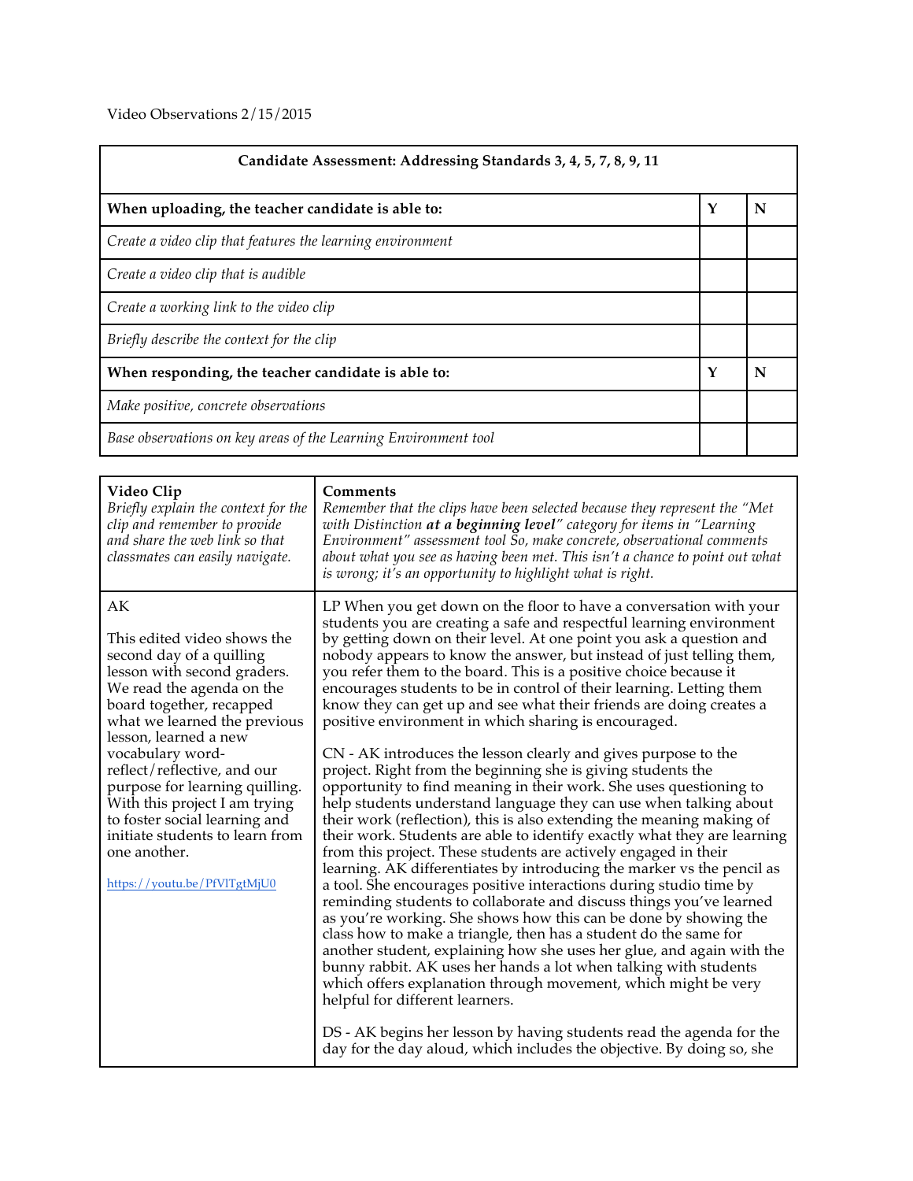Video Observations 2/15/2015

| **Candidate Assessment: Addressing Standards 3, 4, 5, 7, 8, 9, 11** | | |
|---|---|---|
| **When uploading, the teacher candidate is able to:** | **Y** | **N** |
| *Create a video clip that features the learning environment* | | |
| *Create a video clip that is audible* | | |
| *Create a working link to the video clip* | | |
| *Briefly describe the context for the clip* | | |
| **When responding, the teacher candidate is able to:** | **Y** | **N** |
| *Make positive, concrete observations* | | |
| *Base observations on key areas of the Learning Environment tool* | | |

| **Video Clip**<br>*Briefly explain the context for the clip and remember to provide and share the web link so that classmates can easily navigate.* | **Comments**<br>*Remember that the clips have been selected because they represent the "Met with Distinction **at a beginning level**" category for items in "Learning Environment" assessment tool So, make concrete, observational comments about what you see as having been met. This isn't a chance to point out what is wrong; it's an opportunity to highlight what is right.* |
|---|---|
| AK<br><br>This edited video shows the second day of a quilling lesson with second graders. We read the agenda on the board together, recapped what we learned the previous lesson, learned a new vocabulary word- reflect/reflective, and our purpose for learning quilling. With this project I am trying to foster social learning and initiate students to learn from one another.<br><br>https://youtu.be/PfVlTgtMjU0 | LP When you get down on the floor to have a conversation with your students you are creating a safe and respectful learning environment by getting down on their level. At one point you ask a question and nobody appears to know the answer, but instead of just telling them, you refer them to the board. This is a positive choice because it encourages students to be in control of their learning. Letting them know they can get up and see what their friends are doing creates a positive environment in which sharing is encouraged.<br><br>CN - AK introduces the lesson clearly and gives purpose to the project. Right from the beginning she is giving students the opportunity to find meaning in their work. She uses questioning to help students understand language they can use when talking about their work (reflection), this is also extending the meaning making of their work. Students are able to identify exactly what they are learning from this project. These students are actively engaged in their learning. AK differentiates by introducing the marker vs the pencil as a tool. She encourages positive interactions during studio time by reminding students to collaborate and discuss things you've learned as you're working. She shows how this can be done by showing the class how to make a triangle, then has a student do the same for another student, explaining how she uses her glue, and again with the bunny rabbit. AK uses her hands a lot when talking with students which offers explanation through movement, which might be very helpful for different learners.<br><br>DS - AK begins her lesson by having students read the agenda for the day for the day aloud, which includes the objective. By doing so, she |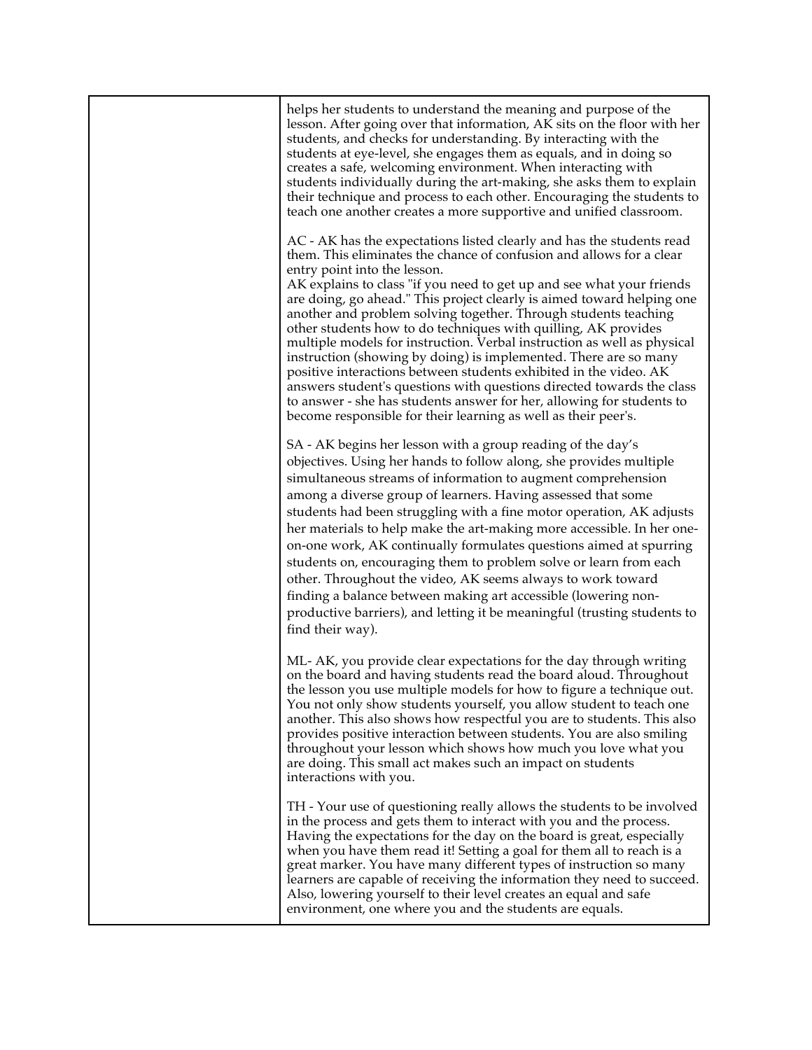| | |
|---|---|
| | helps her students to understand the meaning and purpose of the lesson. After going over that information, AK sits on the floor with her students, and checks for understanding. By interacting with the students at eye-level, she engages them as equals, and in doing so creates a safe, welcoming environment. When interacting with students individually during the art-making, she asks them to explain their technique and process to each other. Encouraging the students to teach one another creates a more supportive and unified classroom.<br><br>AC - AK has the expectations listed clearly and has the students read them. This eliminates the chance of confusion and allows for a clear entry point into the lesson.<br>AK explains to class "if you need to get up and see what your friends are doing, go ahead." This project clearly is aimed toward helping one another and problem solving together. Through students teaching other students how to do techniques with quilling, AK provides multiple models for instruction. Verbal instruction as well as physical instruction (showing by doing) is implemented. There are so many positive interactions between students exhibited in the video. AK answers student's questions with questions directed towards the class to answer - she has students answer for her, allowing for students to become responsible for their learning as well as their peer's.<br><br>SA - AK begins her lesson with a group reading of the day's objectives. Using her hands to follow along, she provides multiple simultaneous streams of information to augment comprehension among a diverse group of learners. Having assessed that some students had been struggling with a fine motor operation, AK adjusts her materials to help make the art-making more accessible. In her one-on-one work, AK continually formulates questions aimed at spurring students on, encouraging them to problem solve or learn from each other. Throughout the video, AK seems always to work toward finding a balance between making art accessible (lowering non-productive barriers), and letting it be meaningful (trusting students to find their way).<br><br>ML- AK, you provide clear expectations for the day through writing on the board and having students read the board aloud. Throughout the lesson you use multiple models for how to figure a technique out. You not only show students yourself, you allow student to teach one another. This also shows how respectful you are to students. This also provides positive interaction between students. You are also smiling throughout your lesson which shows how much you love what you are doing. This small act makes such an impact on students interactions with you.<br><br>TH - Your use of questioning really allows the students to be involved in the process and gets them to interact with you and the process. Having the expectations for the day on the board is great, especially when you have them read it! Setting a goal for them all to reach is a great marker. You have many different types of instruction so many learners are capable of receiving the information they need to succeed. Also, lowering yourself to their level creates an equal and safe environment, one where you and the students are equals. |